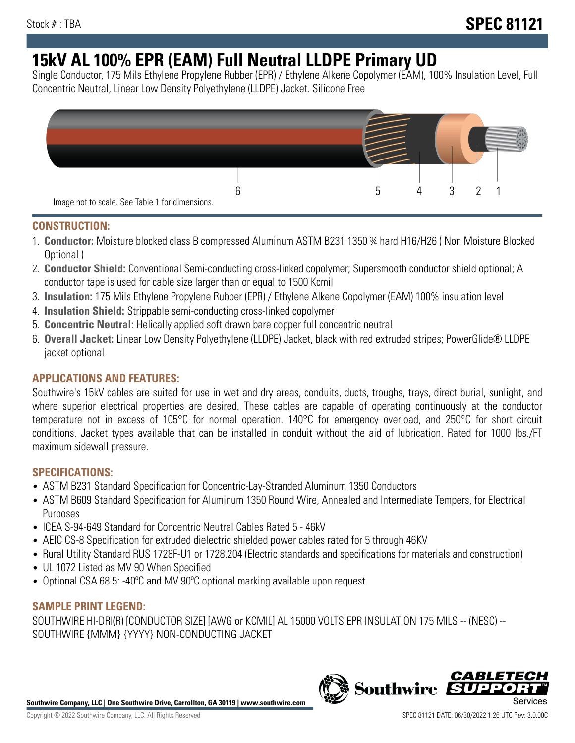Stock # : TBA

**SPEC 81121**

# 15kV AL 100% EPR (EAM) Full Neutral LLDPE Primary UD

Single Conductor, 175 Mils Ethylene Propylene Rubber (EPR) / Ethylene Alkene Copolymer (EAM), 100% Insulation Level, Full Concentric Neutral, Linear Low Density Polyethylene (LLDPE) Jacket. Silicone Free

6 5 4 3 2 1

Image not to scale. See Table 1 for dimensions.

## CONSTRUCTION:

1. **Conductor:** Moisture blocked class B compressed Aluminum ASTM B231 1350 ¾ hard H16/H26 ( Non Moisture Blocked Optional )
2. **Conductor Shield:** Conventional Semi-conducting cross-linked copolymer; Supersmooth conductor shield optional; A conductor tape is used for cable size larger than or equal to 1500 Kcmil
3. **Insulation:** 175 Mils Ethylene Propylene Rubber (EPR) / Ethylene Alkene Copolymer (EAM) 100% insulation level
4. **Insulation Shield:** Strippable semi-conducting cross-linked copolymer
5. **Concentric Neutral:** Helically applied soft drawn bare copper full concentric neutral
6. **Overall Jacket:** Linear Low Density Polyethylene (LLDPE) Jacket, black with red extruded stripes; PowerGlide® LLDPE jacket optional

## APPLICATIONS AND FEATURES:

Southwire's 15kV cables are suited for use in wet and dry areas, conduits, ducts, troughs, trays, direct burial, sunlight, and where superior electrical properties are desired. These cables are capable of operating continuously at the conductor temperature not in excess of 105°C for normal operation. 140°C for emergency overload, and 250°C for short circuit conditions. Jacket types available that can be installed in conduit without the aid of lubrication. Rated for 1000 lbs./FT maximum sidewall pressure.

## SPECIFICATIONS:

- ASTM B231 Standard Specification for Concentric-Lay-Stranded Aluminum 1350 Conductors
- ASTM B609 Standard Specification for Aluminum 1350 Round Wire, Annealed and Intermediate Tempers, for Electrical Purposes
- ICEA S-94-649 Standard for Concentric Neutral Cables Rated 5 - 46kV
- AEIC CS-8 Specification for extruded dielectric shielded power cables rated for 5 through 46KV
- Rural Utility Standard RUS 1728F-U1 or 1728.204 (Electric standards and specifications for materials and construction)
- UL 1072 Listed as MV 90 When Specified
- Optional CSA 68.5: -40ºC and MV 90ºC optional marking available upon request

## SAMPLE PRINT LEGEND:

SOUTHWIRE HI-DRI(R) [CONDUCTOR SIZE] [AWG or KCMIL] AL 15000 VOLTS EPR INSULATION 175 MILS -- (NESC) -- SOUTHWIRE {MMM} {YYYY} NON-CONDUCTING JACKET

**Southwire Company, LLC | One Southwire Drive, Carrollton, GA 30119 | www.southwire.com**

Copyright © 2022 Southwire Company, LLC. All Rights Reserved

SPEC 81121 DATE: 06/30/2022 1:26 UTC Rev: 3.0.00C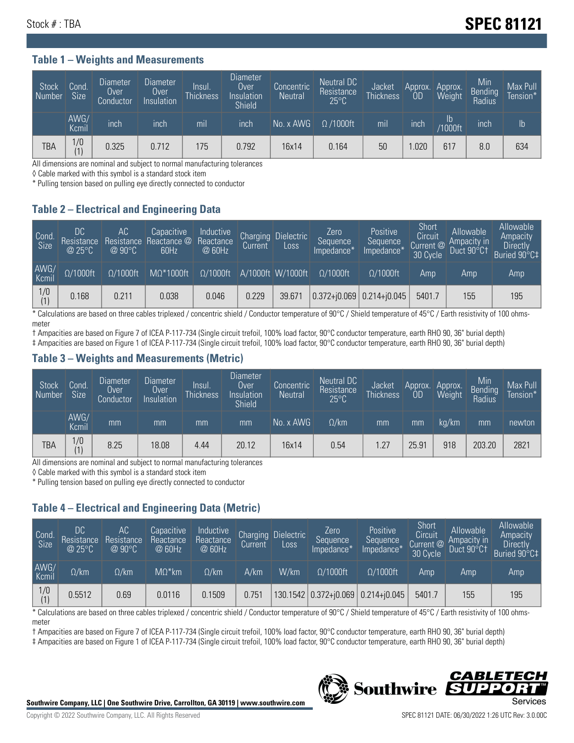Stock # : TBA

# SPEC 81121

## Table 1 – Weights and Measurements

| Stock Number | Cond. Size | Diameter Over Conductor | Diameter Over Insulation | Insul. Thickness | Diameter Over Insulation Shield | Concentric Neutral | Neutral DC Resistance 25°C | Jacket Thickness | Approx. OD | Approx. Weight | Min Bending Radius | Max Pull Tension* |
|---|---|---|---|---|---|---|---|---|---|---|---|---|
| | AWG/ Kcmil | inch | inch | mil | inch | No. x AWG | Ω /1000ft | mil | inch | lb /1000ft | inch | lb |
| TBA | 1/0 (1) | 0.325 | 0.712 | 175 | 0.792 | 16x14 | 0.164 | 50 | 1.020 | 617 | 8.0 | 634 |

All dimensions are nominal and subject to normal manufacturing tolerances

◊ Cable marked with this symbol is a standard stock item

* Pulling tension based on pulling eye directly connected to conductor

## Table 2 – Electrical and Engineering Data

| Cond. Size | DC Resistance @ 25°C | AC Resistance @ 90°C | Capacitive Reactance @ 60Hz | Inductive Reactance @ 60Hz | Charging Current | Dielectric Loss | Zero Sequence Impedance* | Positive Sequence Impedance* | Short Circuit Current @ 30 Cycle | Allowable Ampacity in Duct 90°C† | Allowable Ampacity Directly Buried 90°C‡ |
|---|---|---|---|---|---|---|---|---|---|---|---|
| AWG/ Kcmil | Ω/1000ft | Ω/1000ft | MΩ*1000ft | Ω/1000ft | A/1000ft | W/1000ft | Ω/1000ft | Ω/1000ft | Amp | Amp | Amp |
| 1/0 (1) | 0.168 | 0.211 | 0.038 | 0.046 | 0.229 | 39.671 | 0.372+j0.069 | 0.214+j0.045 | 5401.7 | 155 | 195 |

* Calculations are based on three cables triplexed / concentric shield / Conductor temperature of 90°C / Shield temperature of 45°C / Earth resistivity of 100 ohms-meter

† Ampacities are based on Figure 7 of ICEA P-117-734 (Single circuit trefoil, 100% load factor, 90°C conductor temperature, earth RHO 90, 36" burial depth)

‡ Ampacities are based on Figure 1 of ICEA P-117-734 (Single circuit trefoil, 100% load factor, 90°C conductor temperature, earth RHO 90, 36" burial depth)

## Table 3 – Weights and Measurements (Metric)

| Stock Number | Cond. Size | Diameter Over Conductor | Diameter Over Insulation | Insul. Thickness | Diameter Over Insulation Shield | Concentric Neutral | Neutral DC Resistance 25°C | Jacket Thickness | Approx. OD | Approx. Weight | Min Bending Radius | Max Pull Tension* |
|---|---|---|---|---|---|---|---|---|---|---|---|---|
| | AWG/ Kcmil | mm | mm | mm | mm | No. x AWG | Ω/km | mm | mm | kg/km | mm | newton |
| TBA | 1/0 (1) | 8.25 | 18.08 | 4.44 | 20.12 | 16x14 | 0.54 | 1.27 | 25.91 | 918 | 203.20 | 2821 |

All dimensions are nominal and subject to normal manufacturing tolerances

◊ Cable marked with this symbol is a standard stock item

* Pulling tension based on pulling eye directly connected to conductor

## Table 4 – Electrical and Engineering Data (Metric)

| Cond. Size | DC Resistance @ 25°C | AC Resistance @ 90°C | Capacitive Reactance @ 60Hz | Inductive Reactance @ 60Hz | Charging Current | Dielectric Loss | Zero Sequence Impedance* | Positive Sequence Impedance* | Short Circuit Current @ 30 Cycle | Allowable Ampacity in Duct 90°C† | Allowable Ampacity Directly Buried 90°C‡ |
|---|---|---|---|---|---|---|---|---|---|---|---|
| AWG/ Kcmil | Ω/km | Ω/km | MΩ*km | Ω/km | A/km | W/km | Ω/1000ft | Ω/1000ft | Amp | Amp | Amp |
| 1/0 (1) | 0.5512 | 0.69 | 0.0116 | 0.1509 | 0.751 | 130.1542 | 0.372+j0.069 | 0.214+j0.045 | 5401.7 | 155 | 195 |

* Calculations are based on three cables triplexed / concentric shield / Conductor temperature of 90°C / Shield temperature of 45°C / Earth resistivity of 100 ohms-meter

† Ampacities are based on Figure 7 of ICEA P-117-734 (Single circuit trefoil, 100% load factor, 90°C conductor temperature, earth RHO 90, 36" burial depth)

‡ Ampacities are based on Figure 1 of ICEA P-117-734 (Single circuit trefoil, 100% load factor, 90°C conductor temperature, earth RHO 90, 36" burial depth)

**Southwire Company, LLC | One Southwire Drive, Carrollton, GA 30119 | www.southwire.com**

Copyright © 2022 Southwire Company, LLC. All Rights Reserved

SPEC 81121 DATE: 06/30/2022 1:26 UTC Rev: 3.0.00C